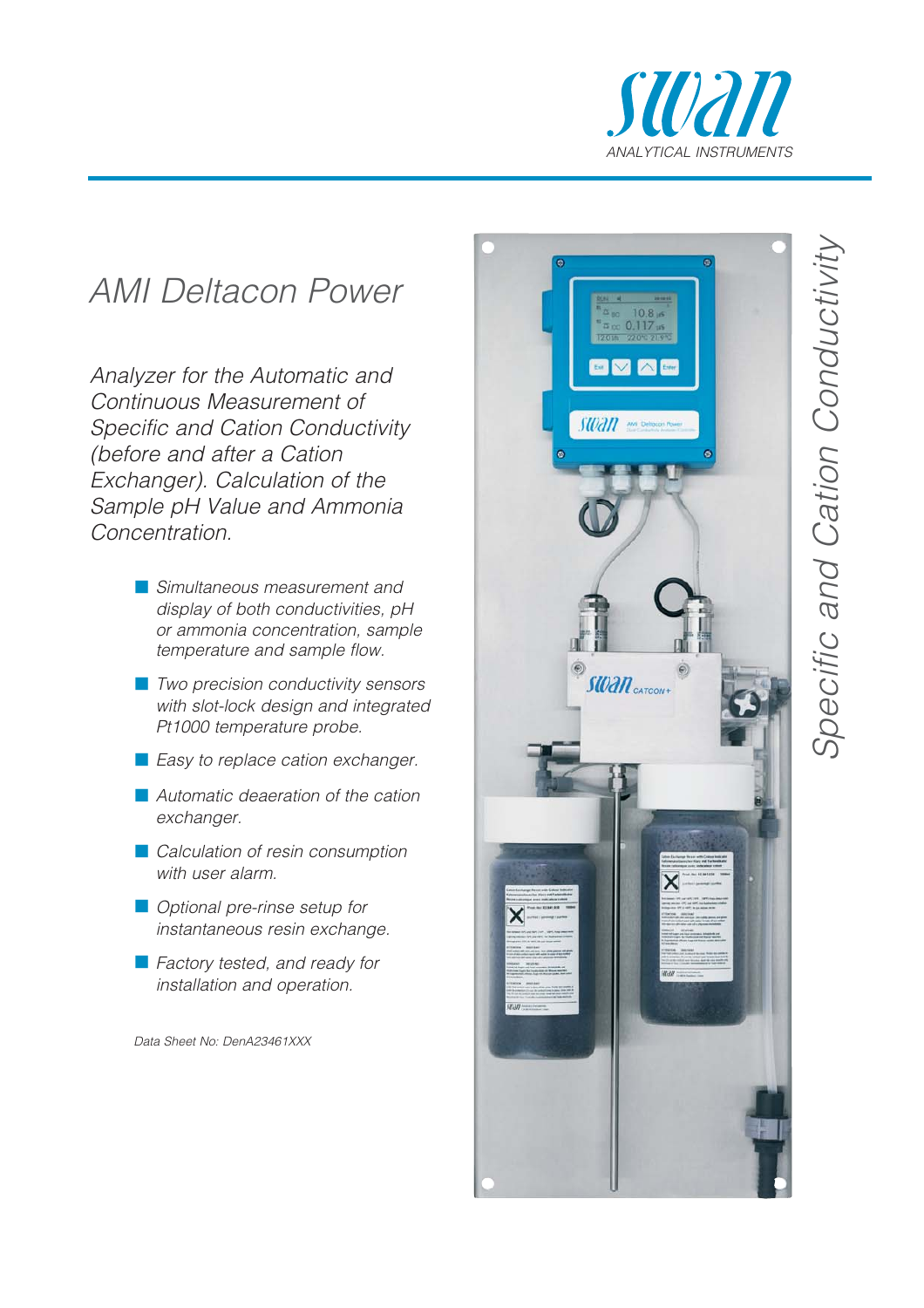swan
ANALYTICAL INSTRUMENTS

# AMI Deltacon Power

*Analyzer for the Automatic and Continuous Measurement of Specific and Cation Conductivity (before and after a Cation Exchanger). Calculation of the Sample pH Value and Ammonia Concentration.*

- *Simultaneous measurement and display of both conductivities, pH or ammonia concentration, sample temperature and sample flow.*
- *Two precision conductivity sensors with slot-lock design and integrated Pt1000 temperature probe.*
- *Easy to replace cation exchanger.*
- *Automatic deaeration of the cation exchanger.*
- *Calculation of resin consumption with user alarm.*
- *Optional pre-rinse setup for instantaneous resin exchange.*
- *Factory tested, and ready for installation and operation.*

*Data Sheet No: DenA23461XXX*

*Specific and Cation Conductivity*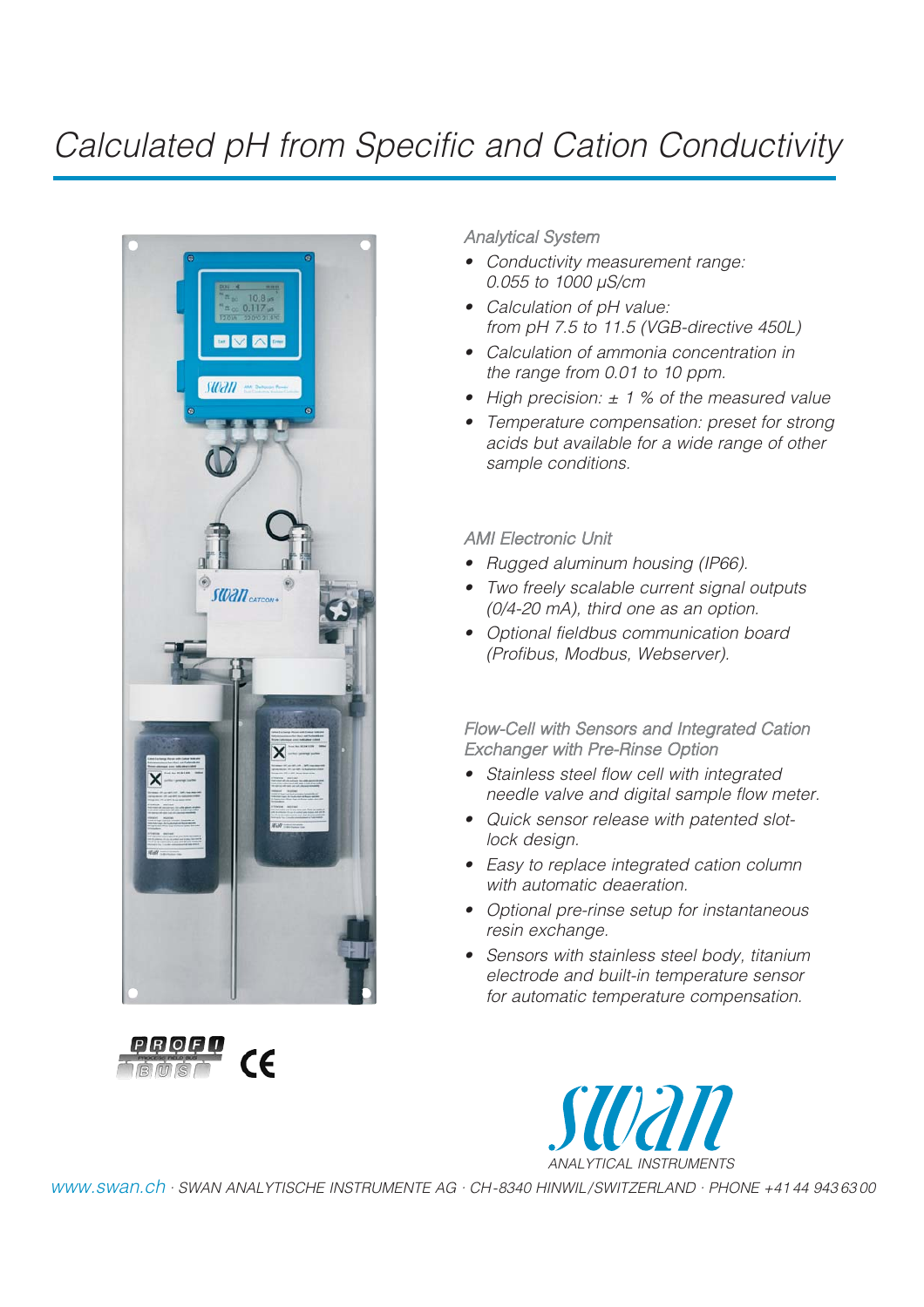# Calculated pH from Specific and Cation Conductivity

### *Analytical System*

- *Conductivity measurement range: 0.055 to 1000 µS/cm*
- *Calculation of pH value: from pH 7.5 to 11.5 (VGB-directive 450L)*
- *Calculation of ammonia concentration in the range from 0.01 to 10 ppm.*
- *High precision: ± 1 % of the measured value*
- *Temperature compensation: preset for strong acids but available for a wide range of other sample conditions.*

### *AMI Electronic Unit*

- *Rugged aluminum housing (IP66).*
- *Two freely scalable current signal outputs (0/4-20 mA), third one as an option.*
- *Optional fieldbus communication board (Profibus, Modbus, Webserver).*

### *Flow-Cell with Sensors and Integrated Cation Exchanger with Pre-Rinse Option*

- *Stainless steel flow cell with integrated needle valve and digital sample flow meter.*
- *Quick sensor release with patented slot-lock design.*
- *Easy to replace integrated cation column with automatic deaeration.*
- *Optional pre-rinse setup for instantaneous resin exchange.*
- *Sensors with stainless steel body, titanium electrode and built-in temperature sensor for automatic temperature compensation.*

PROFI BUS

CE

swan
ANALYTICAL INSTRUMENTS

www.swan.ch · SWAN ANALYTISCHE INSTRUMENTE AG · CH-8340 HINWIL/SWITZERLAND · PHONE +41 44 943 63 00